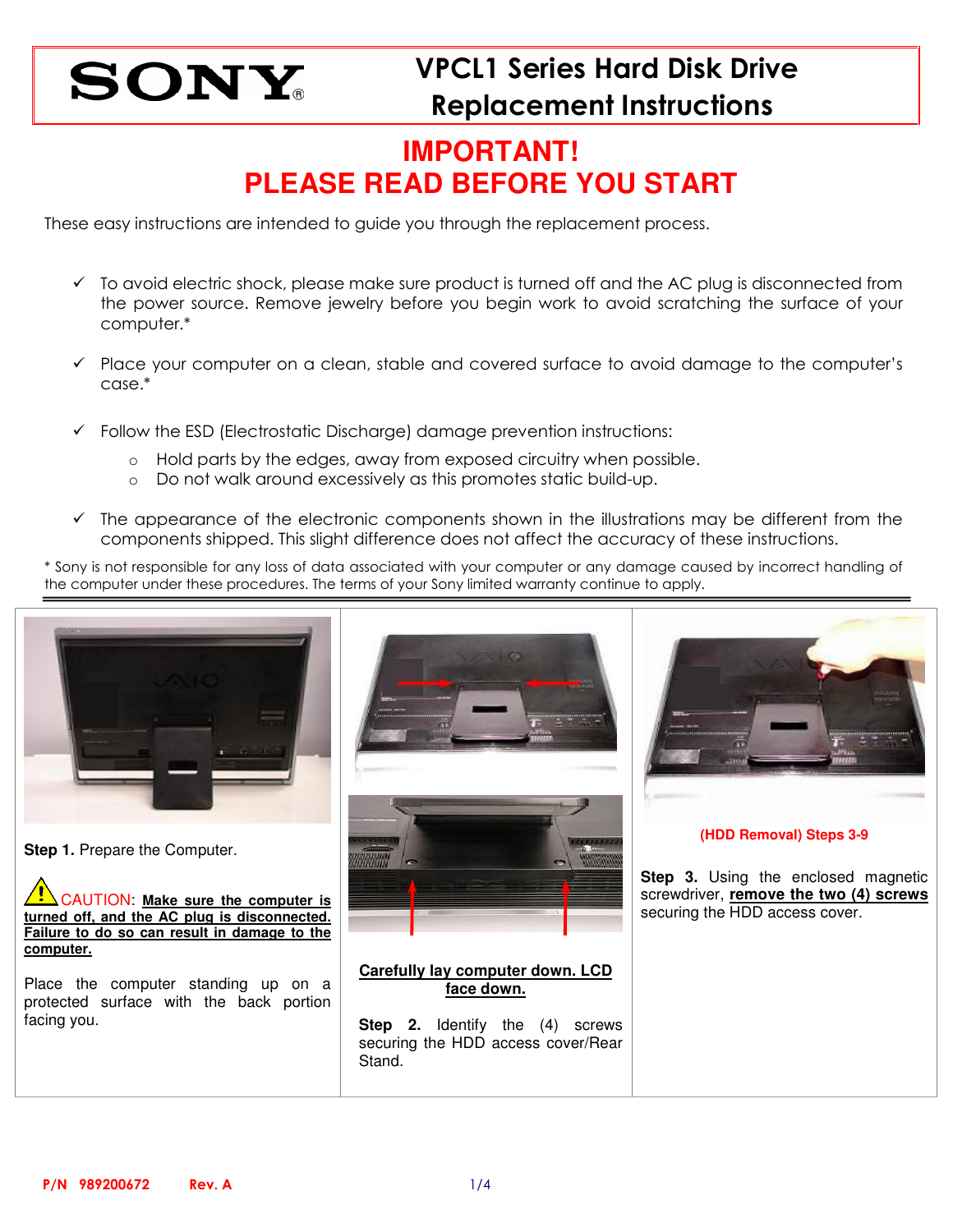# SONY

# VPCL1 Series Hard Disk Drive Replacement Instructions

## IMPORTANT!
## PLEASE READ BEFORE YOU START

These easy instructions are intended to guide you through the replacement process.

- ✓ To avoid electric shock, please make sure product is turned off and the AC plug is disconnected from the power source. Remove jewelry before you begin work to avoid scratching the surface of your computer.*
- ✓ Place your computer on a clean, stable and covered surface to avoid damage to the computer's case.*
- ✓ Follow the ESD (Electrostatic Discharge) damage prevention instructions:
  - Hold parts by the edges, away from exposed circuitry when possible.
  - Do not walk around excessively as this promotes static build-up.
- ✓ The appearance of the electronic components shown in the illustrations may be different from the components shipped. This slight difference does not affect the accuracy of these instructions.

* Sony is not responsible for any loss of data associated with your computer or any damage caused by incorrect handling of the computer under these procedures. The terms of your Sony limited warranty continue to apply.

---

**Step 1.** Prepare the Computer.

⚠ CAUTION: **<u>Make sure the computer is turned off, and the AC plug is disconnected. Failure to do so can result in damage to the computer.</u>**

Place the computer standing up on a protected surface with the back portion facing you.

**<u>Carefully lay computer down. LCD face down.</u>**

**Step 2.** Identify the (4) screws securing the HDD access cover/Rear Stand.

**(HDD Removal) Steps 3-9**

**Step 3.** Using the enclosed magnetic screwdriver, **<u>remove the two (4) screws</u>** securing the HDD access cover.

**P/N 989200672 Rev. A**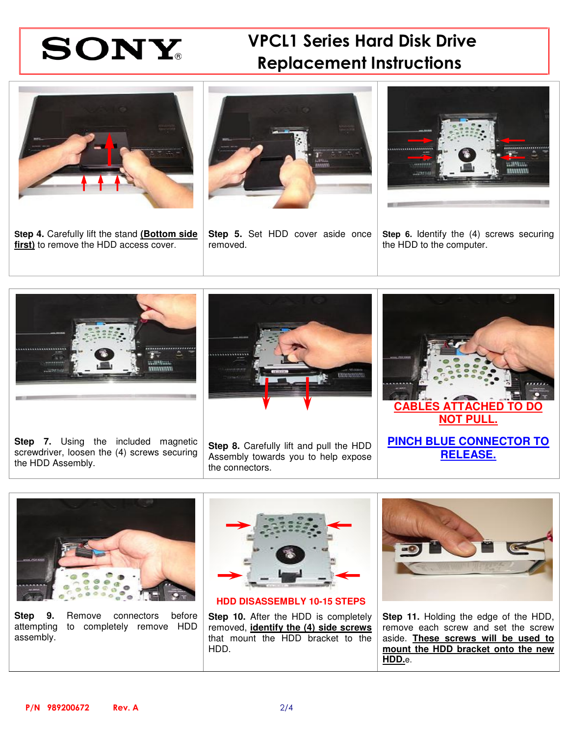# SONY

## VPCL1 Series Hard Disk Drive Replacement Instructions

**Step 4.** Carefully lift the stand **(Bottom side first)** to remove the HDD access cover.

**Step 5.** Set HDD cover aside once removed.

**Step 6.** Identify the (4) screws securing the HDD to the computer.

**Step 7.** Using the included magnetic screwdriver, loosen the (4) screws securing the HDD Assembly.

**Step 8.** Carefully lift and pull the HDD Assembly towards you to help expose the connectors.

**CABLES ATTACHED TO DO NOT PULL.**

**PINCH BLUE CONNECTOR TO RELEASE.**

**Step 9.** Remove connectors before attempting to completely remove HDD assembly.

**HDD DISASSEMBLY 10-15 STEPS**

**Step 10.** After the HDD is completely removed, **identify the (4) side screws** that mount the HDD bracket to the HDD.

**Step 11.** Holding the edge of the HDD, remove each screw and set the screw aside. **These screws will be used to mount the HDD bracket onto the new HDD.**e.

P/N 989200672 Rev. A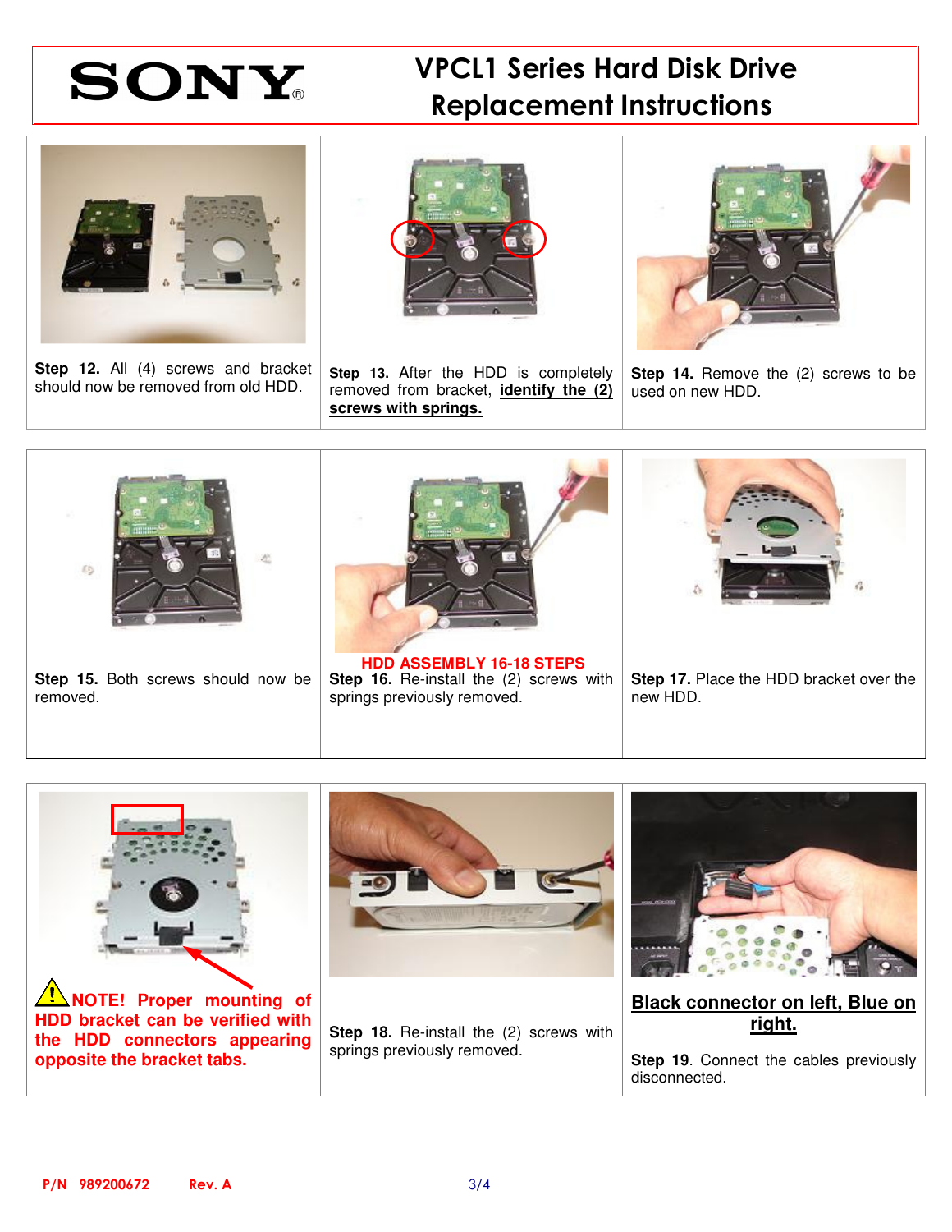# VPCL1 Series Hard Disk Drive Replacement Instructions

**Step 12.** All (4) screws and bracket should now be removed from old HDD.

**Step 13.** After the HDD is completely removed from bracket, **identify the (2) screws with springs.**

**Step 14.** Remove the (2) screws to be used on new HDD.

**Step 15.** Both screws should now be removed.

**HDD ASSEMBLY 16-18 STEPS**

**Step 16.** Re-install the (2) screws with springs previously removed.

**Step 17.** Place the HDD bracket over the new HDD.

**NOTE! Proper mounting of HDD bracket can be verified with the HDD connectors appearing opposite the bracket tabs.**

**Step 18.** Re-install the (2) screws with springs previously removed.

**Black connector on left, Blue on right.**

**Step 19**. Connect the cables previously disconnected.

P/N 989200672 Rev. A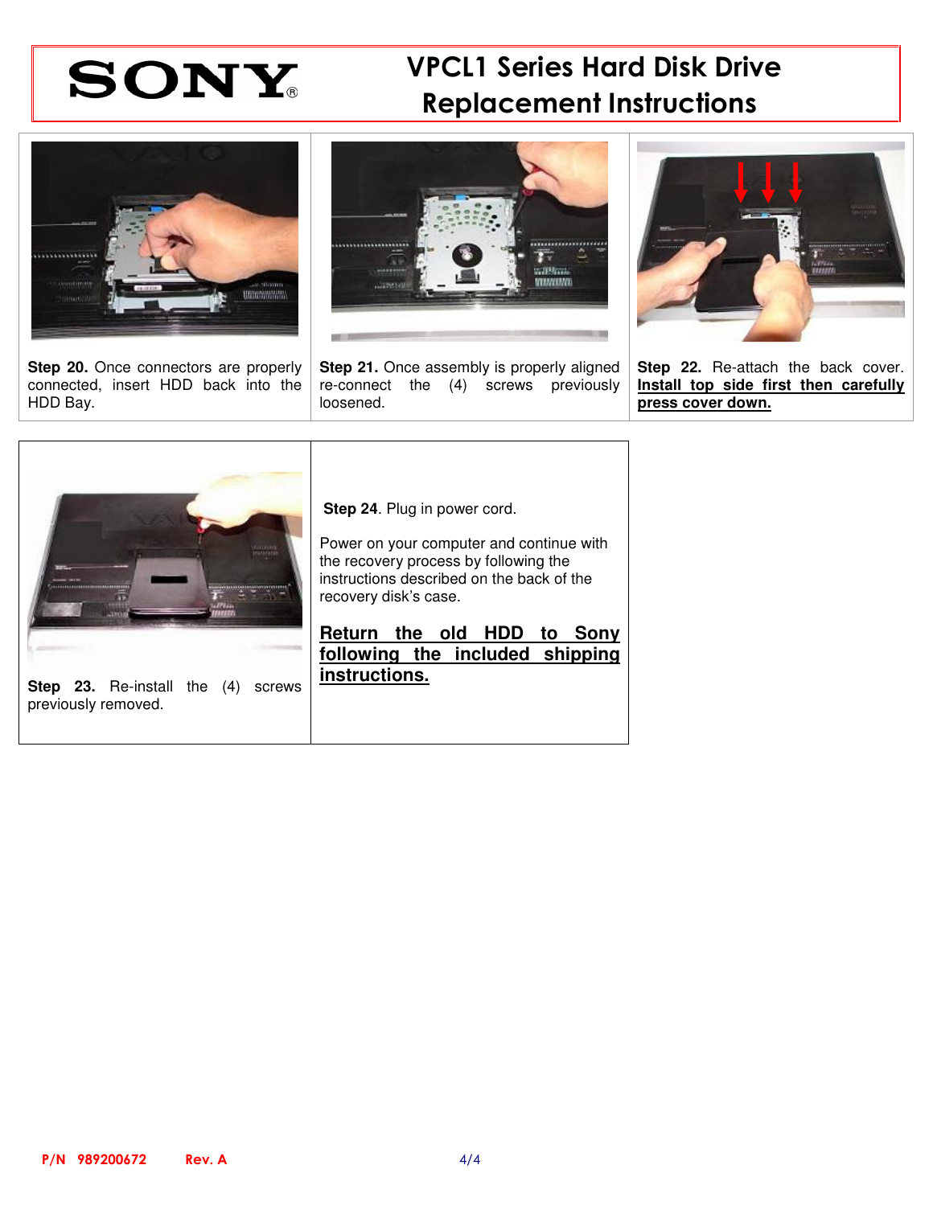# VPCL1 Series Hard Disk Drive Replacement Instructions

**Step 20.** Once connectors are properly connected, insert HDD back into the HDD Bay.

**Step 21.** Once assembly is properly aligned re-connect the (4) screws previously loosened.

**Step 22.** Re-attach the back cover. **Install top side first then carefully press cover down.**

**Step 23.** Re-install the (4) screws previously removed.

**Step 24**. Plug in power cord.

Power on your computer and continue with the recovery process by following the instructions described on the back of the recovery disk's case.

**Return the old HDD to Sony following the included shipping instructions.**

P/N 989200672 Rev. A